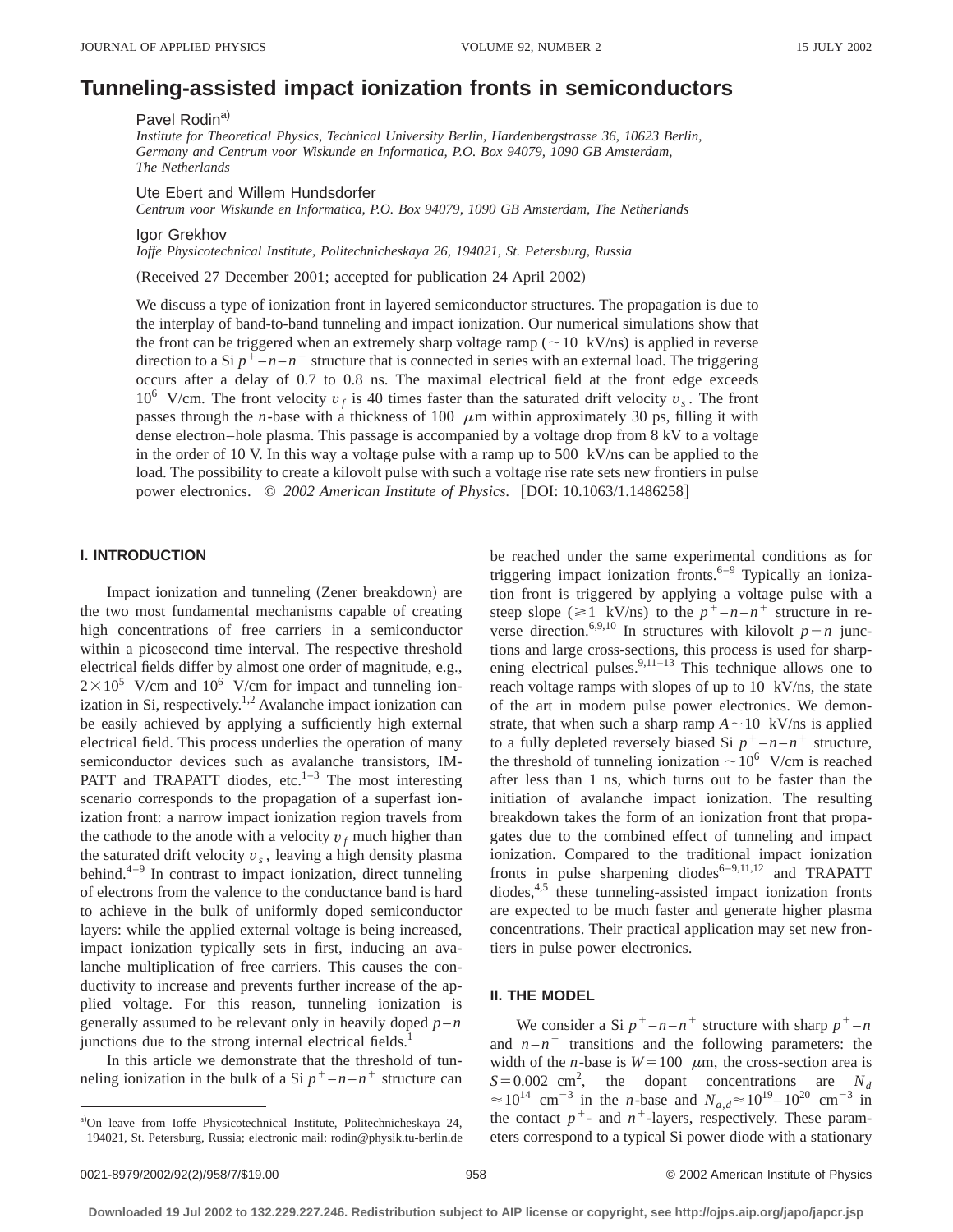# Tunneling-assisted impact ionization fronts in semiconductors

Pavel Rodin[a)]

*Institute for Theoretical Physics, Technical University Berlin, Hardenbergstrasse 36, 10623 Berlin, Germany and Centrum voor Wiskunde en Informatica, P.O. Box 94079, 1090 GB Amsterdam, The Netherlands*

Ute Ebert and Willem Hundsdorfer

*Centrum voor Wiskunde en Informatica, P.O. Box 94079, 1090 GB Amsterdam, The Netherlands*

Igor Grekhov

*Ioffe Physicotechnical Institute, Politechnicheskaya 26, 194021, St. Petersburg, Russia*

(Received 27 December 2001; accepted for publication 24 April 2002)

We discuss a type of ionization front in layered semiconductor structures. The propagation is due to the interplay of band-to-band tunneling and impact ionization. Our numerical simulations show that the front can be triggered when an extremely sharp voltage ramp ($\sim 10$ kV/ns) is applied in reverse direction to a Si $p^+-n-n^+$ structure that is connected in series with an external load. The triggering occurs after a delay of 0.7 to 0.8 ns. The maximal electrical field at the front edge exceeds $10^6$ V/cm. The front velocity $v_f$ is 40 times faster than the saturated drift velocity $v_s$. The front passes through the $n$-base with a thickness of 100 $\mu$m within approximately 30 ps, filling it with dense electron–hole plasma. This passage is accompanied by a voltage drop from 8 kV to a voltage in the order of 10 V. In this way a voltage pulse with a ramp up to 500 kV/ns can be applied to the load. The possibility to create a kilovolt pulse with such a voltage rise rate sets new frontiers in pulse power electronics. © *2002 American Institute of Physics.* [DOI: 10.1063/1.1486258]

## I. INTRODUCTION

Impact ionization and tunneling (Zener breakdown) are the two most fundamental mechanisms capable of creating high concentrations of free carriers in a semiconductor within a picosecond time interval. The respective threshold electrical fields differ by almost one order of magnitude, e.g., $2\times10^5$ V/cm and $10^6$ V/cm for impact and tunneling ionization in Si, respectively.[1,2] Avalanche impact ionization can be easily achieved by applying a sufficiently high external electrical field. This process underlies the operation of many semiconductor devices such as avalanche transistors, IMPATT and TRAPATT diodes, etc.[1–3] The most interesting scenario corresponds to the propagation of a superfast ionization front: a narrow impact ionization region travels from the cathode to the anode with a velocity $v_f$ much higher than the saturated drift velocity $v_s$, leaving a high density plasma behind.[4–9] In contrast to impact ionization, direct tunneling of electrons from the valence to the conductance band is hard to achieve in the bulk of uniformly doped semiconductor layers: while the applied external voltage is being increased, impact ionization typically sets in first, inducing an avalanche multiplication of free carriers. This causes the conductivity to increase and prevents further increase of the applied voltage. For this reason, tunneling ionization is generally assumed to be relevant only in heavily doped $p-n$ junctions due to the strong internal electrical fields.[1]

In this article we demonstrate that the threshold of tunneling ionization in the bulk of a Si $p^+-n-n^+$ structure can be reached under the same experimental conditions as for triggering impact ionization fronts.[6–9] Typically an ionization front is triggered by applying a voltage pulse with a steep slope ($\geqslant 1$ kV/ns) to the $p^+-n-n^+$ structure in reverse direction.[6,9,10] In structures with kilovolt $p-n$ junctions and large cross-sections, this process is used for sharpening electrical pulses.[9,11–13] This technique allows one to reach voltage ramps with slopes of up to 10 kV/ns, the state of the art in modern pulse power electronics. We demonstrate, that when such a sharp ramp $A\sim 10$ kV/ns is applied to a fully depleted reversely biased Si $p^+-n-n^+$ structure, the threshold of tunneling ionization $\sim 10^6$ V/cm is reached after less than 1 ns, which turns out to be faster than the initiation of avalanche impact ionization. The resulting breakdown takes the form of an ionization front that propagates due to the combined effect of tunneling and impact ionization. Compared to the traditional impact ionization fronts in pulse sharpening diodes[6–9,11,12] and TRAPATT diodes,[4,5] these tunneling-assisted impact ionization fronts are expected to be much faster and generate higher plasma concentrations. Their practical application may set new frontiers in pulse power electronics.

## II. THE MODEL

We consider a Si $p^+-n-n^+$ structure with sharp $p^+-n$ and $n-n^+$ transitions and the following parameters: the width of the $n$-base is $W=100$ $\mu$m, the cross-section area is $S=0.002$ cm$^2$, the dopant concentrations are $N_d \approx 10^{14}$ cm$^{-3}$ in the $n$-base and $N_{a,d}\approx 10^{19}-10^{20}$ cm$^{-3}$ in the contact $p^+$- and $n^+$-layers, respectively. These parameters correspond to a typical Si power diode with a stationary

[a)]On leave from Ioffe Physicotechnical Institute, Politechnicheskaya 24, 194021, St. Petersburg, Russia; electronic mail: rodin@physik.tu-berlin.de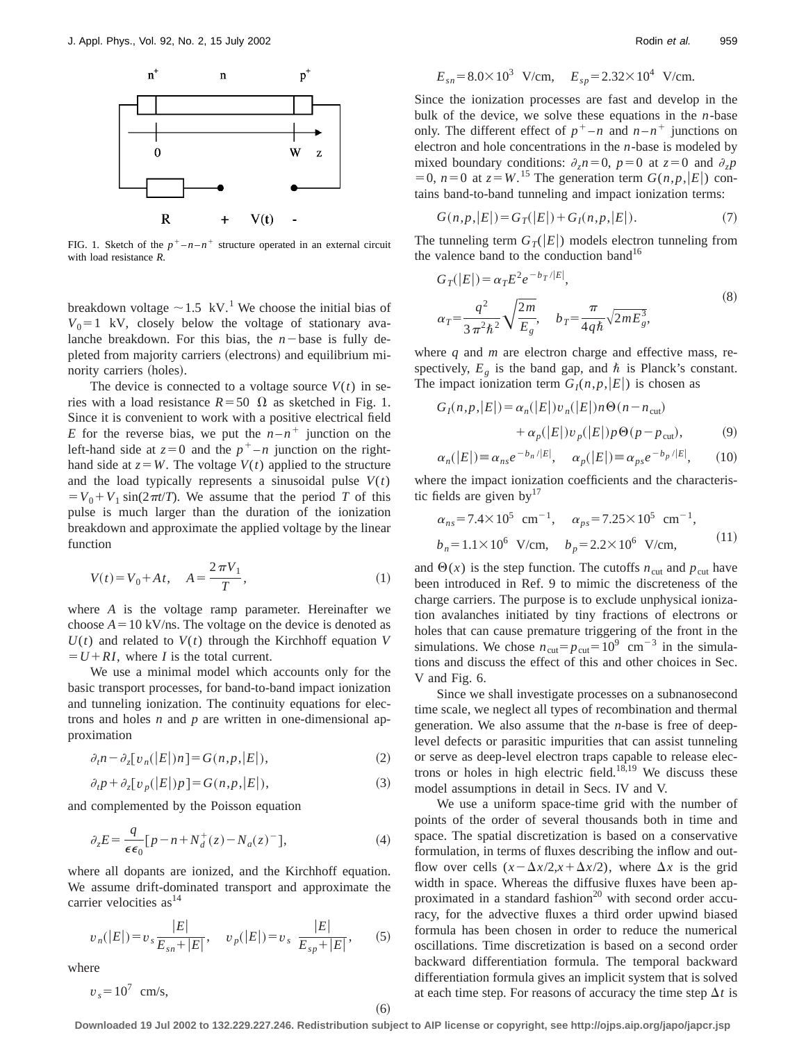FIG. 1. Sketch of the $p^+-n-n^+$ structure operated in an external circuit with load resistance $R$.

breakdown voltage $\sim 1.5$ kV.[1] We choose the initial bias of $V_0 = 1$ kV, closely below the voltage of stationary avalanche breakdown. For this bias, the $n-$base is fully depleted from majority carriers (electrons) and equilibrium minority carriers (holes).

The device is connected to a voltage source $V(t)$ in series with a load resistance $R = 50\ \Omega$ as sketched in Fig. 1. Since it is convenient to work with a positive electrical field $E$ for the reverse bias, we put the $n-n^+$ junction on the left-hand side at $z=0$ and the $p^+-n$ junction on the right-hand side at $z=W$. The voltage $V(t)$ applied to the structure and the load typically represents a sinusoidal pulse $V(t) = V_0 + V_1 \sin(2\pi t/T)$. We assume that the period $T$ of this pulse is much larger than the duration of the ionization breakdown and approximate the applied voltage by the linear function

$$V(t) = V_0 + At, \quad A = \frac{2\pi V_1}{T}, \tag{1}$$

where $A$ is the voltage ramp parameter. Hereinafter we choose $A = 10$ kV/ns. The voltage on the device is denoted as $U(t)$ and related to $V(t)$ through the Kirchhoff equation $V = U + RI$, where $I$ is the total current.

We use a minimal model which accounts only for the basic transport processes, for band-to-band impact ionization and tunneling ionization. The continuity equations for electrons and holes $n$ and $p$ are written in one-dimensional approximation

$$\partial_t n - \partial_z[v_n(|E|)n] = G(n,p,|E|), \tag{2}$$

$$\partial_t p + \partial_z[v_p(|E|)p] = G(n,p,|E|), \tag{3}$$

and complemented by the Poisson equation

$$\partial_z E = \frac{q}{\epsilon\epsilon_0}[p - n + N_d^+(z) - N_a(z)^-], \tag{4}$$

where all dopants are ionized, and the Kirchhoff equation. We assume drift-dominated transport and approximate the carrier velocities as[14]

$$v_n(|E|) = v_s \frac{|E|}{E_{sn} + |E|}, \quad v_p(|E|) = v_s \frac{|E|}{E_{sp} + |E|}, \tag{5}$$

where

$$v_s = 10^7 \text{ cm/s},$$

$$E_{sn} = 8.0\times 10^3 \text{ V/cm}, \quad E_{sp} = 2.32\times 10^4 \text{ V/cm}. \tag{6}$$

Since the ionization processes are fast and develop in the bulk of the device, we solve these equations in the $n$-base only. The different effect of $p^+-n$ and $n-n^+$ junctions on electron and hole concentrations in the $n$-base is modeled by mixed boundary conditions: $\partial_z n = 0$, $p=0$ at $z=0$ and $\partial_z p = 0$, $n=0$ at $z=W$.[15] The generation term $G(n,p,|E|)$ contains band-to-band tunneling and impact ionization terms:

$$G(n,p,|E|) = G_T(|E|) + G_I(n,p,|E|). \tag{7}$$

The tunneling term $G_T(|E|)$ models electron tunneling from the valence band to the conduction band[16]

$$G_T(|E|) = \alpha_T E^2 e^{-b_T/|E|},$$
$$\alpha_T = \frac{q^2}{3\pi^2\hbar^2}\sqrt{\frac{2m}{E_g}}, \quad b_T = \frac{\pi}{4q\hbar}\sqrt{2mE_g^3}, \tag{8}$$

where $q$ and $m$ are electron charge and effective mass, respectively, $E_g$ is the band gap, and $\hbar$ is Planck's constant. The impact ionization term $G_I(n,p,|E|)$ is chosen as

$$G_I(n,p,|E|) = \alpha_n(|E|)v_n(|E|)n\Theta(n - n_{\text{cut}}) + \alpha_p(|E|)v_p(|E|)p\Theta(p - p_{\text{cut}}), \tag{9}$$

$$\alpha_n(|E|) \equiv \alpha_{ns}e^{-b_n/|E|}, \quad \alpha_p(|E|) \equiv \alpha_{ps}e^{-b_p/|E|}, \tag{10}$$

where the impact ionization coefficients and the characteristic fields are given by[17]

$$\alpha_{ns} = 7.4\times 10^5 \text{ cm}^{-1}, \quad \alpha_{ps} = 7.25\times 10^5 \text{ cm}^{-1},$$
$$b_n = 1.1\times 10^6 \text{ V/cm}, \quad b_p = 2.2\times 10^6 \text{ V/cm}, \tag{11}$$

and $\Theta(x)$ is the step function. The cutoffs $n_{\text{cut}}$ and $p_{\text{cut}}$ have been introduced in Ref. 9 to mimic the discreteness of the charge carriers. The purpose is to exclude unphysical ionization avalanches initiated by tiny fractions of electrons or holes that can cause premature triggering of the front in the simulations. We chose $n_{\text{cut}} = p_{\text{cut}} = 10^9 \text{ cm}^{-3}$ in the simulations and discuss the effect of this and other choices in Sec. V and Fig. 6.

Since we shall investigate processes on a subnanosecond time scale, we neglect all types of recombination and thermal generation. We also assume that the $n$-base is free of deep-level defects or parasitic impurities that can assist tunneling or serve as deep-level electron traps capable to release electrons or holes in high electric field.[18,19] We discuss these model assumptions in detail in Secs. IV and V.

We use a uniform space-time grid with the number of points of the order of several thousands both in time and space. The spatial discretization is based on a conservative formulation, in terms of fluxes describing the inflow and outflow over cells $(x - \Delta x/2, x + \Delta x/2)$, where $\Delta x$ is the grid width in space. Whereas the diffusive fluxes have been approximated in a standard fashion[20] with second order accuracy, for the advective fluxes a third order upwind biased formula has been chosen in order to reduce the numerical oscillations. Time discretization is based on a second order backward differentiation formula. The temporal backward differentiation formula gives an implicit system that is solved at each time step. For reasons of accuracy the time step $\Delta t$ is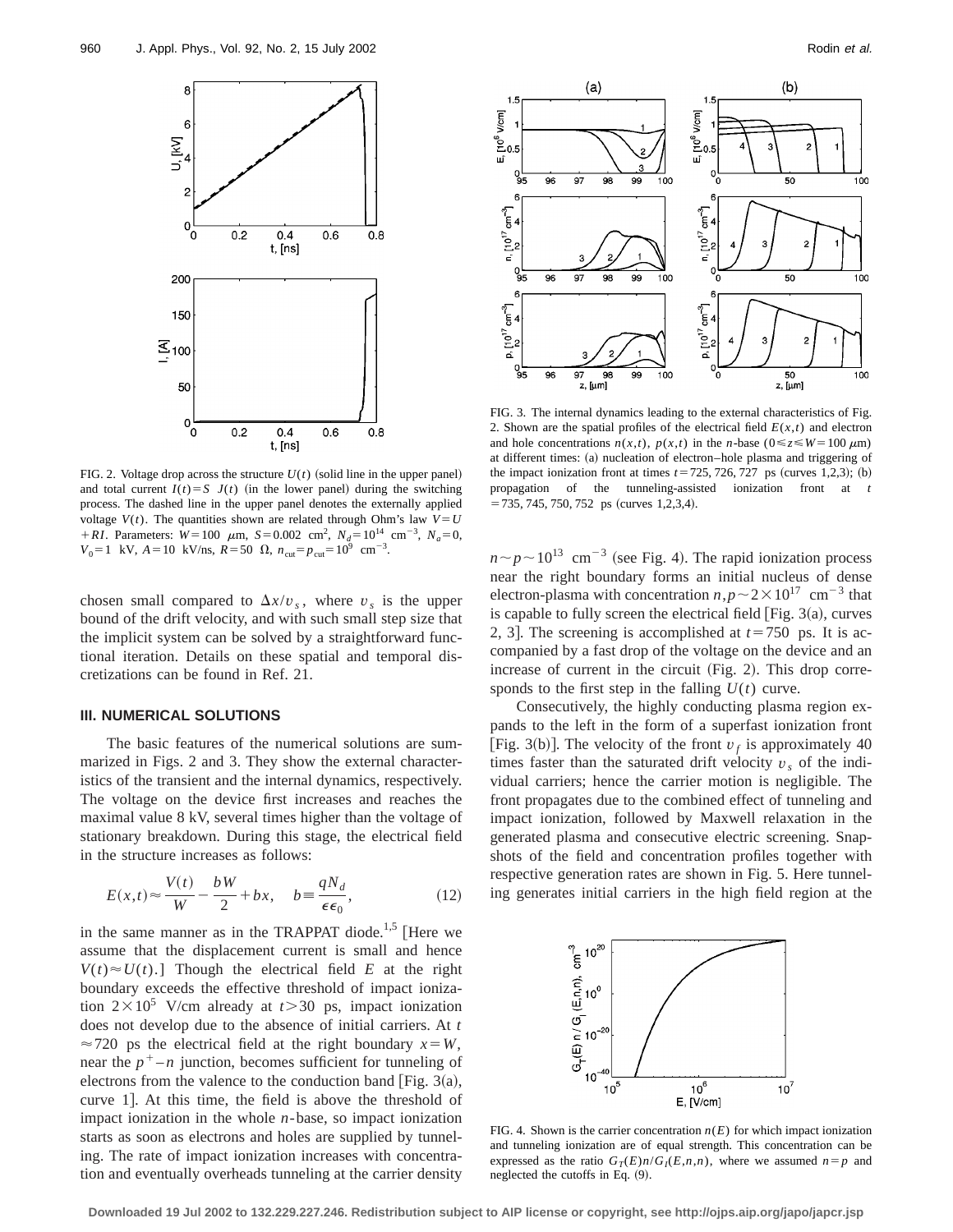FIG. 2. Voltage drop across the structure $U(t)$ (solid line in the upper panel) and total current $I(t)=S\ J(t)$ (in the lower panel) during the switching process. The dashed line in the upper panel denotes the externally applied voltage $V(t)$. The quantities shown are related through Ohm's law $V=U+RI$. Parameters: $W=100\ \mu$m, $S=0.002\ \text{cm}^2$, $N_d=10^{14}\ \text{cm}^{-3}$, $N_a=0$, $V_0=1$ kV, $A=10$ kV/ns, $R=50\ \Omega$, $n_{\text{cut}}=p_{\text{cut}}=10^9\ \text{cm}^{-3}$.

chosen small compared to $\Delta x/v_s$, where $v_s$ is the upper bound of the drift velocity, and with such small step size that the implicit system can be solved by a straightforward functional iteration. Details on these spatial and temporal discretizations can be found in Ref. 21.

## III. NUMERICAL SOLUTIONS

The basic features of the numerical solutions are summarized in Figs. 2 and 3. They show the external characteristics of the transient and the internal dynamics, respectively. The voltage on the device first increases and reaches the maximal value 8 kV, several times higher than the voltage of stationary breakdown. During this stage, the electrical field in the structure increases as follows:

$$E(x,t)\approx\frac{V(t)}{W}-\frac{bW}{2}+bx,\quad b\equiv\frac{qN_d}{\epsilon\epsilon_0},\tag{12}$$

in the same manner as in the TRAPPAT diode.[1,5] [Here we assume that the displacement current is small and hence $V(t)\approx U(t)$.] Though the electrical field $E$ at the right boundary exceeds the effective threshold of impact ionization $2\times10^5$ V/cm already at $t>30$ ps, impact ionization does not develop due to the absence of initial carriers. At $t\approx720$ ps the electrical field at the right boundary $x=W$, near the $p^+-n$ junction, becomes sufficient for tunneling of electrons from the valence to the conduction band [Fig. 3(a), curve 1]. At this time, the field is above the threshold of impact ionization in the whole $n$-base, so impact ionization starts as soon as electrons and holes are supplied by tunneling. The rate of impact ionization increases with concentration and eventually overheads tunneling at the carrier density $n\sim p\sim10^{13}\ \text{cm}^{-3}$ (see Fig. 4). The rapid ionization process near the right boundary forms an initial nucleus of dense electron-plasma with concentration $n,p\sim2\times10^{17}\ \text{cm}^{-3}$ that is capable to fully screen the electrical field [Fig. 3(a), curves 2, 3]. The screening is accomplished at $t=750$ ps. It is accompanied by a fast drop of the voltage on the device and an increase of current in the circuit (Fig. 2). This drop corresponds to the first step in the falling $U(t)$ curve.

FIG. 3. The internal dynamics leading to the external characteristics of Fig. 2. Shown are the spatial profiles of the electrical field $E(x,t)$ and electron and hole concentrations $n(x,t)$, $p(x,t)$ in the $n$-base ($0\leq z\leq W=100\ \mu$m) at different times: (a) nucleation of electron–hole plasma and triggering of the impact ionization front at times $t=725, 726, 727$ ps (curves 1,2,3); (b) propagation of the tunneling-assisted ionization front at $t=735, 745, 750, 752$ ps (curves 1,2,3,4).

Consecutively, the highly conducting plasma region expands to the left in the form of a superfast ionization front [Fig. 3(b)]. The velocity of the front $v_f$ is approximately 40 times faster than the saturated drift velocity $v_s$ of the individual carriers; hence the carrier motion is negligible. The front propagates due to the combined effect of tunneling and impact ionization, followed by Maxwell relaxation in the generated plasma and consecutive electric screening. Snapshots of the field and concentration profiles together with respective generation rates are shown in Fig. 5. Here tunneling generates initial carriers in the high field region at the

FIG. 4. Shown is the carrier concentration $n(E)$ for which impact ionization and tunneling ionization are of equal strength. This concentration can be expressed as the ratio $G_T(E)n/G_I(E,n,n)$, where we assumed $n=p$ and neglected the cutoffs in Eq. (9).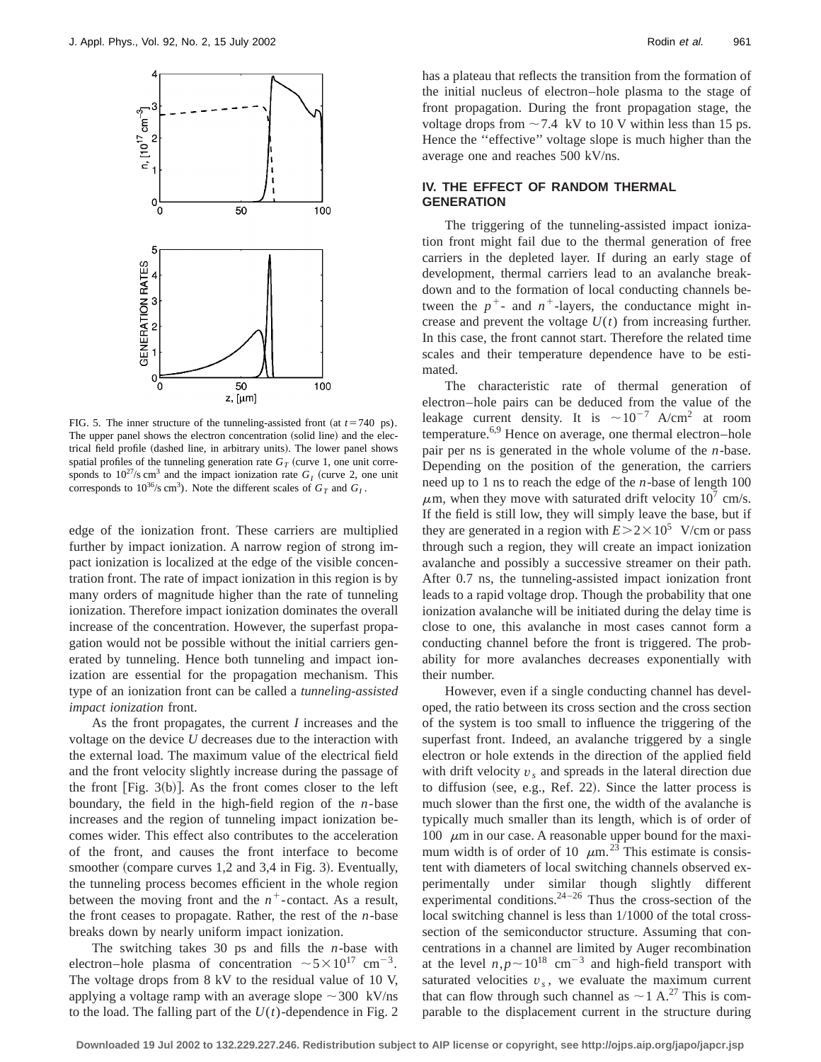FIG. 5. The inner structure of the tunneling-assisted front (at $t = 740$ ps). The upper panel shows the electron concentration (solid line) and the electrical field profile (dashed line, in arbitrary units). The lower panel shows spatial profiles of the tunneling generation rate $G_T$ (curve 1, one unit corresponds to $10^{27}$/s cm$^3$ and the impact ionization rate $G_I$ (curve 2, one unit corresponds to $10^{36}$/s cm$^3$). Note the different scales of $G_T$ and $G_I$.

edge of the ionization front. These carriers are multiplied further by impact ionization. A narrow region of strong impact ionization is localized at the edge of the visible concentration front. The rate of impact ionization in this region is by many orders of magnitude higher than the rate of tunneling ionization. Therefore impact ionization dominates the overall increase of the concentration. However, the superfast propagation would not be possible without the initial carriers generated by tunneling. Hence both tunneling and impact ionization are essential for the propagation mechanism. This type of an ionization front can be called a *tunneling-assisted impact ionization* front.

As the front propagates, the current $I$ increases and the voltage on the device $U$ decreases due to the interaction with the external load. The maximum value of the electrical field and the front velocity slightly increase during the passage of the front [Fig. 3(b)]. As the front comes closer to the left boundary, the field in the high-field region of the $n$-base increases and the region of tunneling impact ionization becomes wider. This effect also contributes to the acceleration of the front, and causes the front interface to become smoother (compare curves 1,2 and 3,4 in Fig. 3). Eventually, the tunneling process becomes efficient in the whole region between the moving front and the $n^+$-contact. As a result, the front ceases to propagate. Rather, the rest of the $n$-base breaks down by nearly uniform impact ionization.

The switching takes 30 ps and fills the $n$-base with electron–hole plasma of concentration $\sim 5 \times 10^{17}$ cm$^{-3}$. The voltage drops from 8 kV to the residual value of 10 V, applying a voltage ramp with an average slope $\sim 300$ kV/ns to the load. The falling part of the $U(t)$-dependence in Fig. 2 has a plateau that reflects the transition from the formation of the initial nucleus of electron–hole plasma to the stage of front propagation. During the front propagation stage, the voltage drops from $\sim 7.4$ kV to 10 V within less than 15 ps. Hence the "effective" voltage slope is much higher than the average one and reaches 500 kV/ns.

## IV. THE EFFECT OF RANDOM THERMAL GENERATION

The triggering of the tunneling-assisted impact ionization front might fail due to the thermal generation of free carriers in the depleted layer. If during an early stage of development, thermal carriers lead to an avalanche breakdown and to the formation of local conducting channels between the $p^+$- and $n^+$-layers, the conductance might increase and prevent the voltage $U(t)$ from increasing further. In this case, the front cannot start. Therefore the related time scales and their temperature dependence have to be estimated.

The characteristic rate of thermal generation of electron–hole pairs can be deduced from the value of the leakage current density. It is $\sim 10^{-7}$ A/cm$^2$ at room temperature.[6,9] Hence on average, one thermal electron–hole pair per ns is generated in the whole volume of the $n$-base. Depending on the position of the generation, the carriers need up to 1 ns to reach the edge of the $n$-base of length 100 $\mu$m, when they move with saturated drift velocity $10^7$ cm/s. If the field is still low, they will simply leave the base, but if they are generated in a region with $E > 2 \times 10^5$ V/cm or pass through such a region, they will create an impact ionization avalanche and possibly a successive streamer on their path. After 0.7 ns, the tunneling-assisted impact ionization front leads to a rapid voltage drop. Though the probability that one ionization avalanche will be initiated during the delay time is close to one, this avalanche in most cases cannot form a conducting channel before the front is triggered. The probability for more avalanches decreases exponentially with their number.

However, even if a single conducting channel has developed, the ratio between its cross section and the cross section of the system is too small to influence the triggering of the superfast front. Indeed, an avalanche triggered by a single electron or hole extends in the direction of the applied field with drift velocity $v_s$ and spreads in the lateral direction due to diffusion (see, e.g., Ref. 22). Since the latter process is much slower than the first one, the width of the avalanche is typically much smaller than its length, which is of order of 100 $\mu$m in our case. A reasonable upper bound for the maximum width is of order of 10 $\mu$m.[23] This estimate is consistent with diameters of local switching channels observed experimentally under similar though slightly different experimental conditions.[24–26] Thus the cross-section of the local switching channel is less than 1/1000 of the total cross-section of the semiconductor structure. Assuming that concentrations in a channel are limited by Auger recombination at the level $n,p \sim 10^{18}$ cm$^{-3}$ and high-field transport with saturated velocities $v_s$, we evaluate the maximum current that can flow through such channel as $\sim 1$ A.[27] This is comparable to the displacement current in the structure during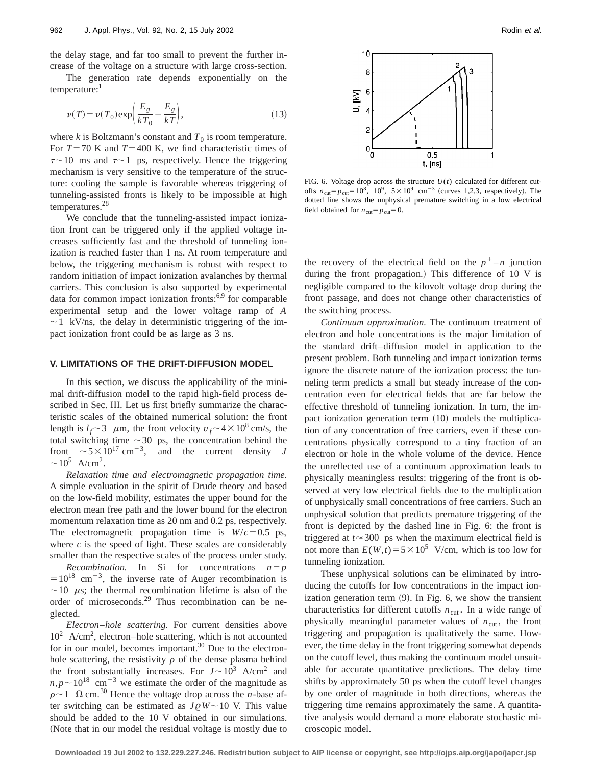the delay stage, and far too small to prevent the further increase of the voltage on a structure with large cross-section.

The generation rate depends exponentially on the temperature:[1]

$$\nu(T)=\nu(T_0)\exp\left(\frac{E_g}{kT_0}-\frac{E_g}{kT}\right), \tag{13}$$

where $k$ is Boltzmann's constant and $T_0$ is room temperature. For $T=70$ K and $T=400$ K, we find characteristic times of $\tau\sim 10$ ms and $\tau\sim 1$ ps, respectively. Hence the triggering mechanism is very sensitive to the temperature of the structure: cooling the sample is favorable whereas triggering of tunneling-assisted fronts is likely to be impossible at high temperatures.[28]

We conclude that the tunneling-assisted impact ionization front can be triggered only if the applied voltage increases sufficiently fast and the threshold of tunneling ionization is reached faster than 1 ns. At room temperature and below, the triggering mechanism is robust with respect to random initiation of impact ionization avalanches by thermal carriers. This conclusion is also supported by experimental data for common impact ionization fronts:[6,9] for comparable experimental setup and the lower voltage ramp of $A\sim 1$ kV/ns, the delay in deterministic triggering of the impact ionization front could be as large as 3 ns.

## V. LIMITATIONS OF THE DRIFT-DIFFUSION MODEL

In this section, we discuss the applicability of the minimal drift-diffusion model to the rapid high-field process described in Sec. III. Let us first briefly summarize the characteristic scales of the obtained numerical solution: the front length is $l_f\sim 3$ $\mu$m, the front velocity $v_f\sim 4\times 10^8$ cm/s, the total switching time $\sim 30$ ps, the concentration behind the front $\sim 5\times 10^{17}$ cm$^{-3}$, and the current density $J\sim 10^5$ A/cm$^2$.

*Relaxation time and electromagnetic propagation time.* A simple evaluation in the spirit of Drude theory and based on the low-field mobility, estimates the upper bound for the electron mean free path and the lower bound for the electron momentum relaxation time as 20 nm and 0.2 ps, respectively. The electromagnetic propagation time is $W/c=0.5$ ps, where $c$ is the speed of light. These scales are considerably smaller than the respective scales of the process under study.

*Recombination.* In Si for concentrations $n=p=10^{18}$ cm$^{-3}$, the inverse rate of Auger recombination is $\sim 10$ $\mu$s; the thermal recombination lifetime is also of the order of microseconds.[29] Thus recombination can be neglected.

*Electron–hole scattering.* For current densities above $10^2$ A/cm$^2$, electron–hole scattering, which is not accounted for in our model, becomes important.[30] Due to the electron-hole scattering, the resistivity $\rho$ of the dense plasma behind the front substantially increases. For $J\sim 10^3$ A/cm$^2$ and $n,p\sim 10^{18}$ cm$^{-3}$ we estimate the order of the magnitude as $\rho\sim 1$ $\Omega$ cm.[30] Hence the voltage drop across the $n$-base after switching can be estimated as $J\varrho W\sim 10$ V. This value should be added to the 10 V obtained in our simulations. (Note that in our model the residual voltage is mostly due to the recovery of the electrical field on the $p^+-n$ junction during the front propagation.) This difference of 10 V is negligible compared to the kilovolt voltage drop during the front passage, and does not change other characteristics of the switching process.

FIG. 6. Voltage drop across the structure $U(t)$ calculated for different cutoffs $n_{\rm cut}=p_{\rm cut}=10^8$, $10^9$, $5\times 10^9$ cm$^{-3}$ (curves 1,2,3, respectively). The dotted line shows the unphysical premature switching in a low electrical field obtained for $n_{\rm cut}=p_{\rm cut}=0$.

*Continuum approximation.* The continuum treatment of electron and hole concentrations is the major limitation of the standard drift–diffusion model in application to the present problem. Both tunneling and impact ionization terms ignore the discrete nature of the ionization process: the tunneling term predicts a small but steady increase of the concentration even for electrical fields that are far below the effective threshold of tunneling ionization. In turn, the impact ionization generation term (10) models the multiplication of any concentration of free carriers, even if these concentrations physically correspond to a tiny fraction of an electron or hole in the whole volume of the device. Hence the unreflected use of a continuum approximation leads to physically meaningless results: triggering of the front is observed at very low electrical fields due to the multiplication of unphysically small concentrations of free carriers. Such an unphysical solution that predicts premature triggering of the front is depicted by the dashed line in Fig. 6: the front is triggered at $t\approx 300$ ps when the maximum electrical field is not more than $E(W,t)=5\times 10^5$ V/cm, which is too low for tunneling ionization.

These unphysical solutions can be eliminated by introducing the cutoffs for low concentrations in the impact ionization generation term (9). In Fig. 6, we show the transient characteristics for different cutoffs $n_{\rm cut}$. In a wide range of physically meaningful parameter values of $n_{\rm cut}$, the front triggering and propagation is qualitatively the same. However, the time delay in the front triggering somewhat depends on the cutoff level, thus making the continuum model unsuitable for accurate quantitative predictions. The delay time shifts by approximately 50 ps when the cutoff level changes by one order of magnitude in both directions, whereas the triggering time remains approximately the same. A quantitative analysis would demand a more elaborate stochastic microscopic model.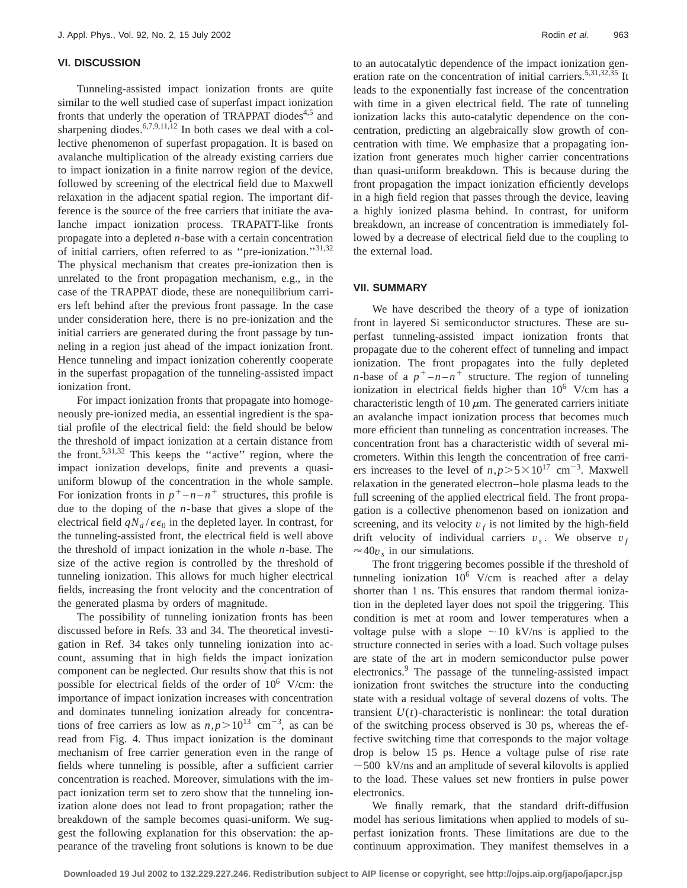## VI. DISCUSSION

Tunneling-assisted impact ionization fronts are quite similar to the well studied case of superfast impact ionization fronts that underly the operation of TRAPPAT diodes[4,5] and sharpening diodes.[6,7,9,11,12] In both cases we deal with a collective phenomenon of superfast propagation. It is based on avalanche multiplication of the already existing carriers due to impact ionization in a finite narrow region of the device, followed by screening of the electrical field due to Maxwell relaxation in the adjacent spatial region. The important difference is the source of the free carriers that initiate the avalanche impact ionization process. TRAPATT-like fronts propagate into a depleted $n$-base with a certain concentration of initial carriers, often referred to as ''pre-ionization.''[31,32] The physical mechanism that creates pre-ionization then is unrelated to the front propagation mechanism, e.g., in the case of the TRAPPAT diode, these are nonequilibrium carriers left behind after the previous front passage. In the case under consideration here, there is no pre-ionization and the initial carriers are generated during the front passage by tunneling in a region just ahead of the impact ionization front. Hence tunneling and impact ionization coherently cooperate in the superfast propagation of the tunneling-assisted impact ionization front.

For impact ionization fronts that propagate into homogeneously pre-ionized media, an essential ingredient is the spatial profile of the electrical field: the field should be below the threshold of impact ionization at a certain distance from the front.[5,31,32] This keeps the ''active'' region, where the impact ionization develops, finite and prevents a quasi-uniform blowup of the concentration in the whole sample. For ionization fronts in $p^+-n-n^+$ structures, this profile is due to the doping of the $n$-base that gives a slope of the electrical field $qN_d/\epsilon\epsilon_0$ in the depleted layer. In contrast, for the tunneling-assisted front, the electrical field is well above the threshold of impact ionization in the whole $n$-base. The size of the active region is controlled by the threshold of tunneling ionization. This allows for much higher electrical fields, increasing the front velocity and the concentration of the generated plasma by orders of magnitude.

The possibility of tunneling ionization fronts has been discussed before in Refs. 33 and 34. The theoretical investigation in Ref. 34 takes only tunneling ionization into account, assuming that in high fields the impact ionization component can be neglected. Our results show that this is not possible for electrical fields of the order of $10^6$ V/cm: the importance of impact ionization increases with concentration and dominates tunneling ionization already for concentrations of free carriers as low as $n,p>10^{13}$ cm$^{-3}$, as can be read from Fig. 4. Thus impact ionization is the dominant mechanism of free carrier generation even in the range of fields where tunneling is possible, after a sufficient carrier concentration is reached. Moreover, simulations with the impact ionization term set to zero show that the tunneling ionization alone does not lead to front propagation; rather the breakdown of the sample becomes quasi-uniform. We suggest the following explanation for this observation: the appearance of the traveling front solutions is known to be due to an autocatalytic dependence of the impact ionization generation rate on the concentration of initial carriers.[5,31,32,35] It leads to the exponentially fast increase of the concentration with time in a given electrical field. The rate of tunneling ionization lacks this auto-catalytic dependence on the concentration, predicting an algebraically slow growth of concentration with time. We emphasize that a propagating ionization front generates much higher carrier concentrations than quasi-uniform breakdown. This is because during the front propagation the impact ionization efficiently develops in a high field region that passes through the device, leaving a highly ionized plasma behind. In contrast, for uniform breakdown, an increase of concentration is immediately followed by a decrease of electrical field due to the coupling to the external load.

## VII. SUMMARY

We have described the theory of a type of ionization front in layered Si semiconductor structures. These are superfast tunneling-assisted impact ionization fronts that propagate due to the coherent effect of tunneling and impact ionization. The front propagates into the fully depleted $n$-base of a $p^+-n-n^+$ structure. The region of tunneling ionization in electrical fields higher than $10^6$ V/cm has a characteristic length of 10 $\mu$m. The generated carriers initiate an avalanche impact ionization process that becomes much more efficient than tunneling as concentration increases. The concentration front has a characteristic width of several micrometers. Within this length the concentration of free carriers increases to the level of $n,p>5\times10^{17}$ cm$^{-3}$. Maxwell relaxation in the generated electron–hole plasma leads to the full screening of the applied electrical field. The front propagation is a collective phenomenon based on ionization and screening, and its velocity $v_f$ is not limited by the high-field drift velocity of individual carriers $v_s$. We observe $v_f\approx40v_s$ in our simulations.

The front triggering becomes possible if the threshold of tunneling ionization $10^6$ V/cm is reached after a delay shorter than 1 ns. This ensures that random thermal ionization in the depleted layer does not spoil the triggering. This condition is met at room and lower temperatures when a voltage pulse with a slope $\sim$10 kV/ns is applied to the structure connected in series with a load. Such voltage pulses are state of the art in modern semiconductor pulse power electronics.[9] The passage of the tunneling-assisted impact ionization front switches the structure into the conducting state with a residual voltage of several dozens of volts. The transient $U(t)$-characteristic is nonlinear: the total duration of the switching process observed is 30 ps, whereas the effective switching time that corresponds to the major voltage drop is below 15 ps. Hence a voltage pulse of rise rate $\sim$500 kV/ns and an amplitude of several kilovolts is applied to the load. These values set new frontiers in pulse power electronics.

We finally remark, that the standard drift-diffusion model has serious limitations when applied to models of superfast ionization fronts. These limitations are due to the continuum approximation. They manifest themselves in a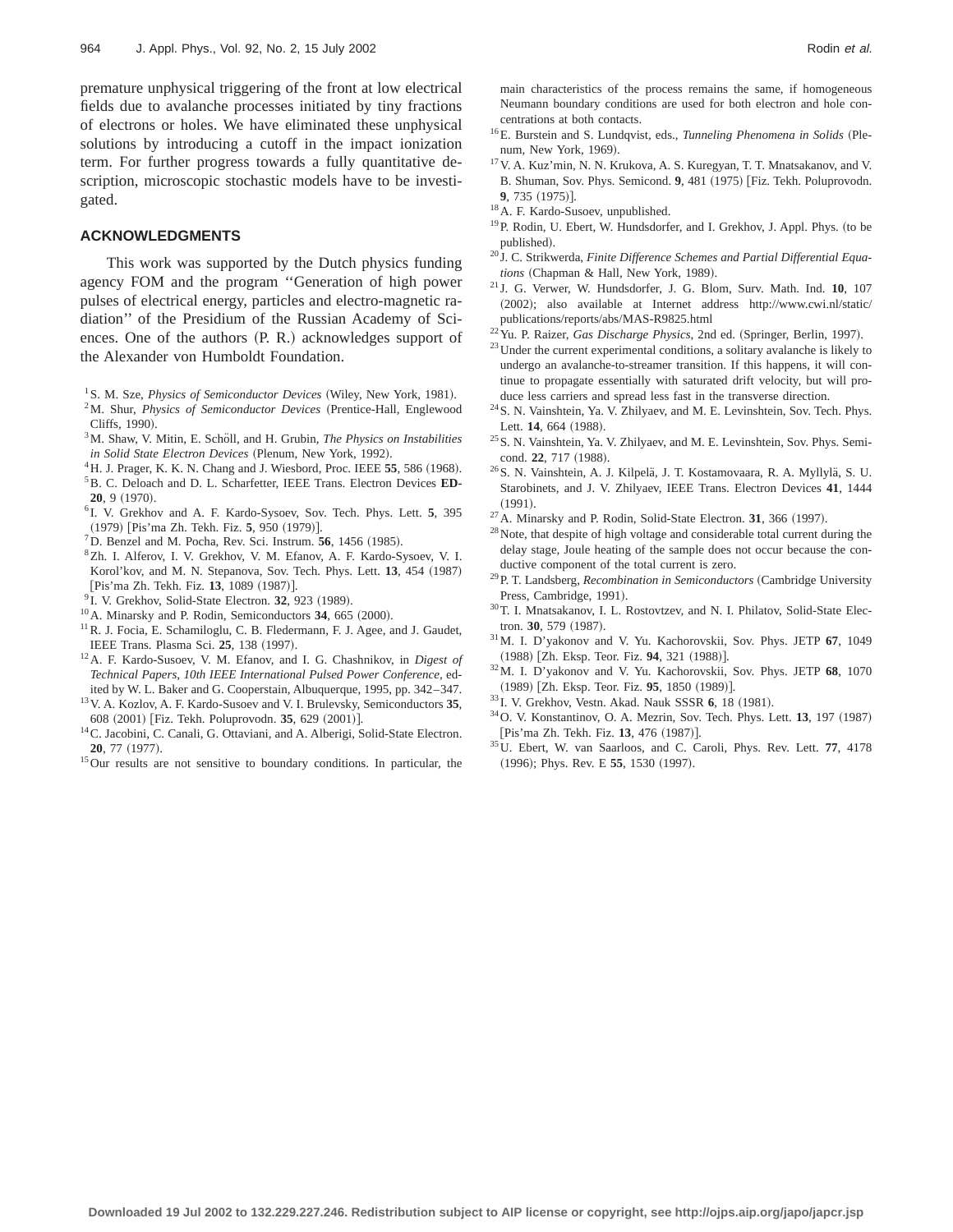premature unphysical triggering of the front at low electrical fields due to avalanche processes initiated by tiny fractions of electrons or holes. We have eliminated these unphysical solutions by introducing a cutoff in the impact ionization term. For further progress towards a fully quantitative description, microscopic stochastic models have to be investigated.

## ACKNOWLEDGMENTS

This work was supported by the Dutch physics funding agency FOM and the program ''Generation of high power pulses of electrical energy, particles and electro-magnetic radiation'' of the Presidium of the Russian Academy of Sciences. One of the authors (P. R.) acknowledges support of the Alexander von Humboldt Foundation.

[1] S. M. Sze, *Physics of Semiconductor Devices* (Wiley, New York, 1981).

[2] M. Shur, *Physics of Semiconductor Devices* (Prentice-Hall, Englewood Cliffs, 1990).

[3] M. Shaw, V. Mitin, E. Schöll, and H. Grubin, *The Physics on Instabilities in Solid State Electron Devices* (Plenum, New York, 1992).

[4] H. J. Prager, K. K. N. Chang and J. Wiesbord, Proc. IEEE **55**, 586 (1968).

[5] B. C. Deloach and D. L. Scharfetter, IEEE Trans. Electron Devices **ED-20**, 9 (1970).

[6] I. V. Grekhov and A. F. Kardo-Sysoev, Sov. Tech. Phys. Lett. **5**, 395 (1979) [Pis'ma Zh. Tekh. Fiz. **5**, 950 (1979)].

[7] D. Benzel and M. Pocha, Rev. Sci. Instrum. **56**, 1456 (1985).

[8] Zh. I. Alferov, I. V. Grekhov, V. M. Efanov, A. F. Kardo-Sysoev, V. I. Korol'kov, and M. N. Stepanova, Sov. Tech. Phys. Lett. **13**, 454 (1987) [Pis'ma Zh. Tekh. Fiz. **13**, 1089 (1987)].

[9] I. V. Grekhov, Solid-State Electron. **32**, 923 (1989).

[10] A. Minarsky and P. Rodin, Semiconductors **34**, 665 (2000).

[11] R. J. Focia, E. Schamiloglu, C. B. Fledermann, F. J. Agee, and J. Gaudet, IEEE Trans. Plasma Sci. **25**, 138 (1997).

[12] A. F. Kardo-Susoev, V. M. Efanov, and I. G. Chashnikov, in *Digest of Technical Papers, 10th IEEE International Pulsed Power Conference*, edited by W. L. Baker and G. Cooperstain, Albuquerque, 1995, pp. 342–347.

[13] V. A. Kozlov, A. F. Kardo-Susoev and V. I. Brulevsky, Semiconductors **35**, 608 (2001) [Fiz. Tekh. Poluprovodn. **35**, 629 (2001)].

[14] C. Jacobini, C. Canali, G. Ottaviani, and A. Alberigi, Solid-State Electron. **20**, 77 (1977).

[15] Our results are not sensitive to boundary conditions. In particular, the main characteristics of the process remains the same, if homogeneous Neumann boundary conditions are used for both electron and hole concentrations at both contacts.

[16] E. Burstein and S. Lundqvist, eds., *Tunneling Phenomena in Solids* (Plenum, New York, 1969).

[17] V. A. Kuz'min, N. N. Krukova, A. S. Kuregyan, T. T. Mnatsakanov, and V. B. Shuman, Sov. Phys. Semicond. **9**, 481 (1975) [Fiz. Tekh. Poluprovodn. **9**, 735 (1975)].

[18] A. F. Kardo-Susoev, unpublished.

[19] P. Rodin, U. Ebert, W. Hundsdorfer, and I. Grekhov, J. Appl. Phys. (to be published).

[20] J. C. Strikwerda, *Finite Difference Schemes and Partial Differential Equations* (Chapman & Hall, New York, 1989).

[21] J. G. Verwer, W. Hundsdorfer, J. G. Blom, Surv. Math. Ind. **10**, 107 (2002); also available at Internet address http://www.cwi.nl/static/publications/reports/abs/MAS-R9825.html

[22] Yu. P. Raizer, *Gas Discharge Physics*, 2nd ed. (Springer, Berlin, 1997).

[23] Under the current experimental conditions, a solitary avalanche is likely to undergo an avalanche-to-streamer transition. If this happens, it will continue to propagate essentially with saturated drift velocity, but will produce less carriers and spread less fast in the transverse direction.

[24] S. N. Vainshtein, Ya. V. Zhilyaev, and M. E. Levinshtein, Sov. Tech. Phys. Lett. **14**, 664 (1988).

[25] S. N. Vainshtein, Ya. V. Zhilyaev, and M. E. Levinshtein, Sov. Phys. Semicond. **22**, 717 (1988).

[26] S. N. Vainshtein, A. J. Kilpelä, J. T. Kostamovaara, R. A. Myllylä, S. U. Starobinets, and J. V. Zhilyaev, IEEE Trans. Electron Devices **41**, 1444 (1991).

[27] A. Minarsky and P. Rodin, Solid-State Electron. **31**, 366 (1997).

[28] Note, that despite of high voltage and considerable total current during the delay stage, Joule heating of the sample does not occur because the conductive component of the total current is zero.

[29] P. T. Landsberg, *Recombination in Semiconductors* (Cambridge University Press, Cambridge, 1991).

[30] T. I. Mnatsakanov, I. L. Rostovtzev, and N. I. Philatov, Solid-State Electron. **30**, 579 (1987).

[31] M. I. D'yakonov and V. Yu. Kachorovskii, Sov. Phys. JETP **67**, 1049 (1988) [Zh. Eksp. Teor. Fiz. **94**, 321 (1988)].

[32] M. I. D'yakonov and V. Yu. Kachorovskii, Sov. Phys. JETP **68**, 1070 (1989) [Zh. Eksp. Teor. Fiz. **95**, 1850 (1989)].

[33] I. V. Grekhov, Vestn. Akad. Nauk SSSR **6**, 18 (1981).

[34] O. V. Konstantinov, O. A. Mezrin, Sov. Tech. Phys. Lett. **13**, 197 (1987) [Pis'ma Zh. Tekh. Fiz. **13**, 476 (1987)].

[35] U. Ebert, W. van Saarloos, and C. Caroli, Phys. Rev. Lett. **77**, 4178 (1996); Phys. Rev. E **55**, 1530 (1997).